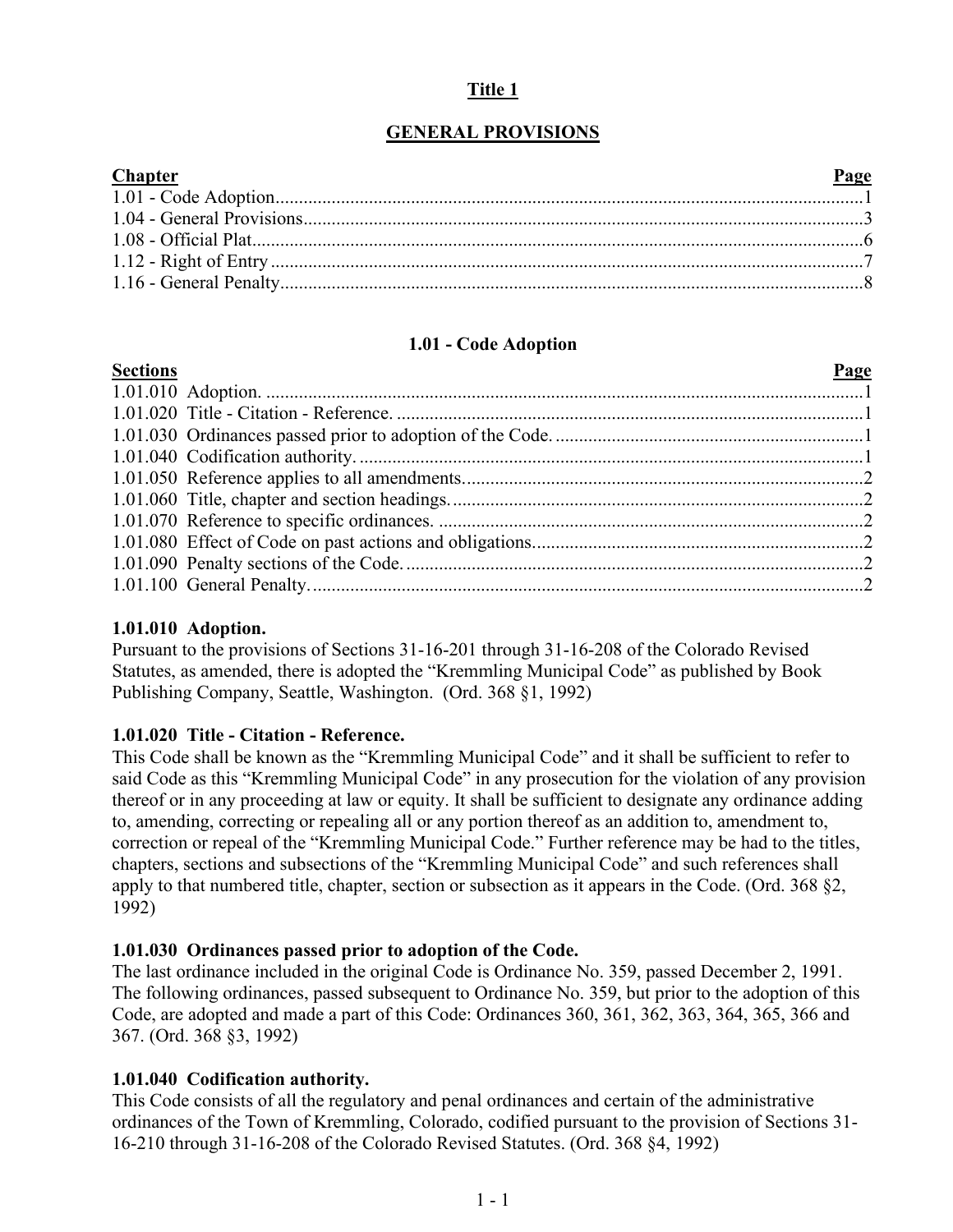# Title 1

## GENERAL PROVISIONS

| Chapter | Page |
|---|---|
| 1.01 - Code Adoption | 1 |
| 1.04 - General Provisions | 3 |
| 1.08 - Official Plat | 6 |
| 1.12 - Right of Entry | 7 |
| 1.16 - General Penalty | 8 |

## 1.01 - Code Adoption

| Sections | Page |
|---|---|
| 1.01.010 Adoption. | 1 |
| 1.01.020 Title - Citation - Reference. | 1 |
| 1.01.030 Ordinances passed prior to adoption of the Code. | 1 |
| 1.01.040 Codification authority. | 1 |
| 1.01.050 Reference applies to all amendments. | 2 |
| 1.01.060 Title, chapter and section headings. | 2 |
| 1.01.070 Reference to specific ordinances. | 2 |
| 1.01.080 Effect of Code on past actions and obligations. | 2 |
| 1.01.090 Penalty sections of the Code. | 2 |
| 1.01.100 General Penalty. | 2 |

### 1.01.010 Adoption.

Pursuant to the provisions of Sections 31-16-201 through 31-16-208 of the Colorado Revised Statutes, as amended, there is adopted the "Kremmling Municipal Code" as published by Book Publishing Company, Seattle, Washington. (Ord. 368 §1, 1992)

### 1.01.020 Title - Citation - Reference.

This Code shall be known as the "Kremmling Municipal Code" and it shall be sufficient to refer to said Code as this "Kremmling Municipal Code" in any prosecution for the violation of any provision thereof or in any proceeding at law or equity. It shall be sufficient to designate any ordinance adding to, amending, correcting or repealing all or any portion thereof as an addition to, amendment to, correction or repeal of the "Kremmling Municipal Code." Further reference may be had to the titles, chapters, sections and subsections of the "Kremmling Municipal Code" and such references shall apply to that numbered title, chapter, section or subsection as it appears in the Code. (Ord. 368 §2, 1992)

### 1.01.030 Ordinances passed prior to adoption of the Code.

The last ordinance included in the original Code is Ordinance No. 359, passed December 2, 1991. The following ordinances, passed subsequent to Ordinance No. 359, but prior to the adoption of this Code, are adopted and made a part of this Code: Ordinances 360, 361, 362, 363, 364, 365, 366 and 367. (Ord. 368 §3, 1992)

### 1.01.040 Codification authority.

This Code consists of all the regulatory and penal ordinances and certain of the administrative ordinances of the Town of Kremmling, Colorado, codified pursuant to the provision of Sections 31-16-210 through 31-16-208 of the Colorado Revised Statutes. (Ord. 368 §4, 1992)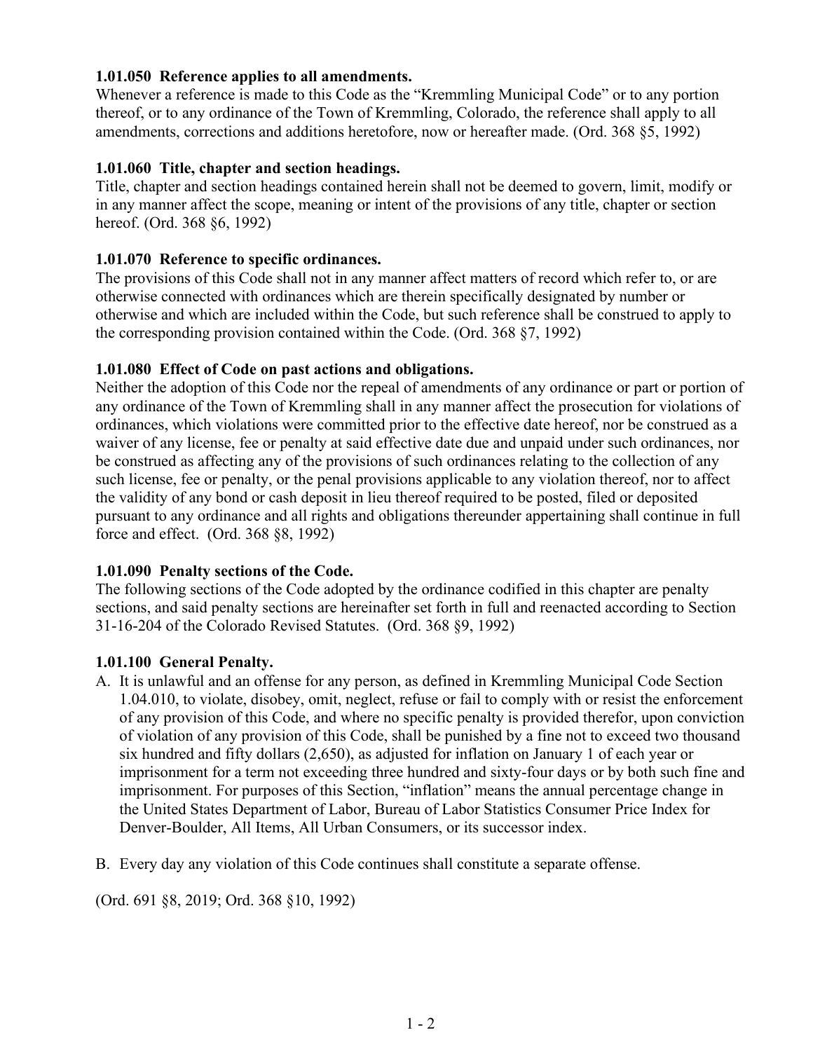**1.01.050 Reference applies to all amendments.**
Whenever a reference is made to this Code as the "Kremmling Municipal Code" or to any portion thereof, or to any ordinance of the Town of Kremmling, Colorado, the reference shall apply to all amendments, corrections and additions heretofore, now or hereafter made. (Ord. 368 §5, 1992)

**1.01.060 Title, chapter and section headings.**
Title, chapter and section headings contained herein shall not be deemed to govern, limit, modify or in any manner affect the scope, meaning or intent of the provisions of any title, chapter or section hereof. (Ord. 368 §6, 1992)

**1.01.070 Reference to specific ordinances.**
The provisions of this Code shall not in any manner affect matters of record which refer to, or are otherwise connected with ordinances which are therein specifically designated by number or otherwise and which are included within the Code, but such reference shall be construed to apply to the corresponding provision contained within the Code. (Ord. 368 §7, 1992)

**1.01.080 Effect of Code on past actions and obligations.**
Neither the adoption of this Code nor the repeal of amendments of any ordinance or part or portion of any ordinance of the Town of Kremmling shall in any manner affect the prosecution for violations of ordinances, which violations were committed prior to the effective date hereof, nor be construed as a waiver of any license, fee or penalty at said effective date due and unpaid under such ordinances, nor be construed as affecting any of the provisions of such ordinances relating to the collection of any such license, fee or penalty, or the penal provisions applicable to any violation thereof, nor to affect the validity of any bond or cash deposit in lieu thereof required to be posted, filed or deposited pursuant to any ordinance and all rights and obligations thereunder appertaining shall continue in full force and effect. (Ord. 368 §8, 1992)

**1.01.090 Penalty sections of the Code.**
The following sections of the Code adopted by the ordinance codified in this chapter are penalty sections, and said penalty sections are hereinafter set forth in full and reenacted according to Section 31-16-204 of the Colorado Revised Statutes. (Ord. 368 §9, 1992)

**1.01.100 General Penalty.**

A. It is unlawful and an offense for any person, as defined in Kremmling Municipal Code Section 1.04.010, to violate, disobey, omit, neglect, refuse or fail to comply with or resist the enforcement of any provision of this Code, and where no specific penalty is provided therefor, upon conviction of violation of any provision of this Code, shall be punished by a fine not to exceed two thousand six hundred and fifty dollars (2,650), as adjusted for inflation on January 1 of each year or imprisonment for a term not exceeding three hundred and sixty-four days or by both such fine and imprisonment. For purposes of this Section, "inflation" means the annual percentage change in the United States Department of Labor, Bureau of Labor Statistics Consumer Price Index for Denver-Boulder, All Items, All Urban Consumers, or its successor index.

B. Every day any violation of this Code continues shall constitute a separate offense.

(Ord. 691 §8, 2019; Ord. 368 §10, 1992)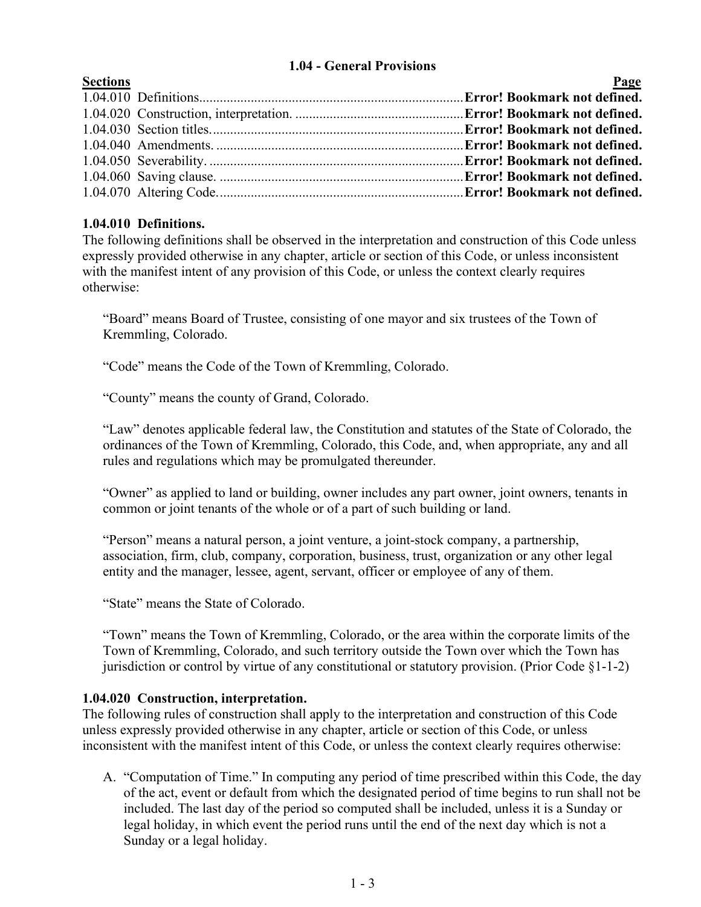## 1.04 - General Provisions

| Sections | Page |
| --- | --- |
| 1.04.010 Definitions. | **Error! Bookmark not defined.** |
| 1.04.020 Construction, interpretation. | **Error! Bookmark not defined.** |
| 1.04.030 Section titles. | **Error! Bookmark not defined.** |
| 1.04.040 Amendments. | **Error! Bookmark not defined.** |
| 1.04.050 Severability. | **Error! Bookmark not defined.** |
| 1.04.060 Saving clause. | **Error! Bookmark not defined.** |
| 1.04.070 Altering Code. | **Error! Bookmark not defined.** |

### 1.04.010 Definitions.

The following definitions shall be observed in the interpretation and construction of this Code unless expressly provided otherwise in any chapter, article or section of this Code, or unless inconsistent with the manifest intent of any provision of this Code, or unless the context clearly requires otherwise:

"Board" means Board of Trustee, consisting of one mayor and six trustees of the Town of Kremmling, Colorado.

"Code" means the Code of the Town of Kremmling, Colorado.

"County" means the county of Grand, Colorado.

"Law" denotes applicable federal law, the Constitution and statutes of the State of Colorado, the ordinances of the Town of Kremmling, Colorado, this Code, and, when appropriate, any and all rules and regulations which may be promulgated thereunder.

"Owner" as applied to land or building, owner includes any part owner, joint owners, tenants in common or joint tenants of the whole or of a part of such building or land.

"Person" means a natural person, a joint venture, a joint-stock company, a partnership, association, firm, club, company, corporation, business, trust, organization or any other legal entity and the manager, lessee, agent, servant, officer or employee of any of them.

"State" means the State of Colorado.

"Town" means the Town of Kremmling, Colorado, or the area within the corporate limits of the Town of Kremmling, Colorado, and such territory outside the Town over which the Town has jurisdiction or control by virtue of any constitutional or statutory provision. (Prior Code §1-1-2)

### 1.04.020 Construction, interpretation.

The following rules of construction shall apply to the interpretation and construction of this Code unless expressly provided otherwise in any chapter, article or section of this Code, or unless inconsistent with the manifest intent of this Code, or unless the context clearly requires otherwise:

A. "Computation of Time." In computing any period of time prescribed within this Code, the day of the act, event or default from which the designated period of time begins to run shall not be included. The last day of the period so computed shall be included, unless it is a Sunday or legal holiday, in which event the period runs until the end of the next day which is not a Sunday or a legal holiday.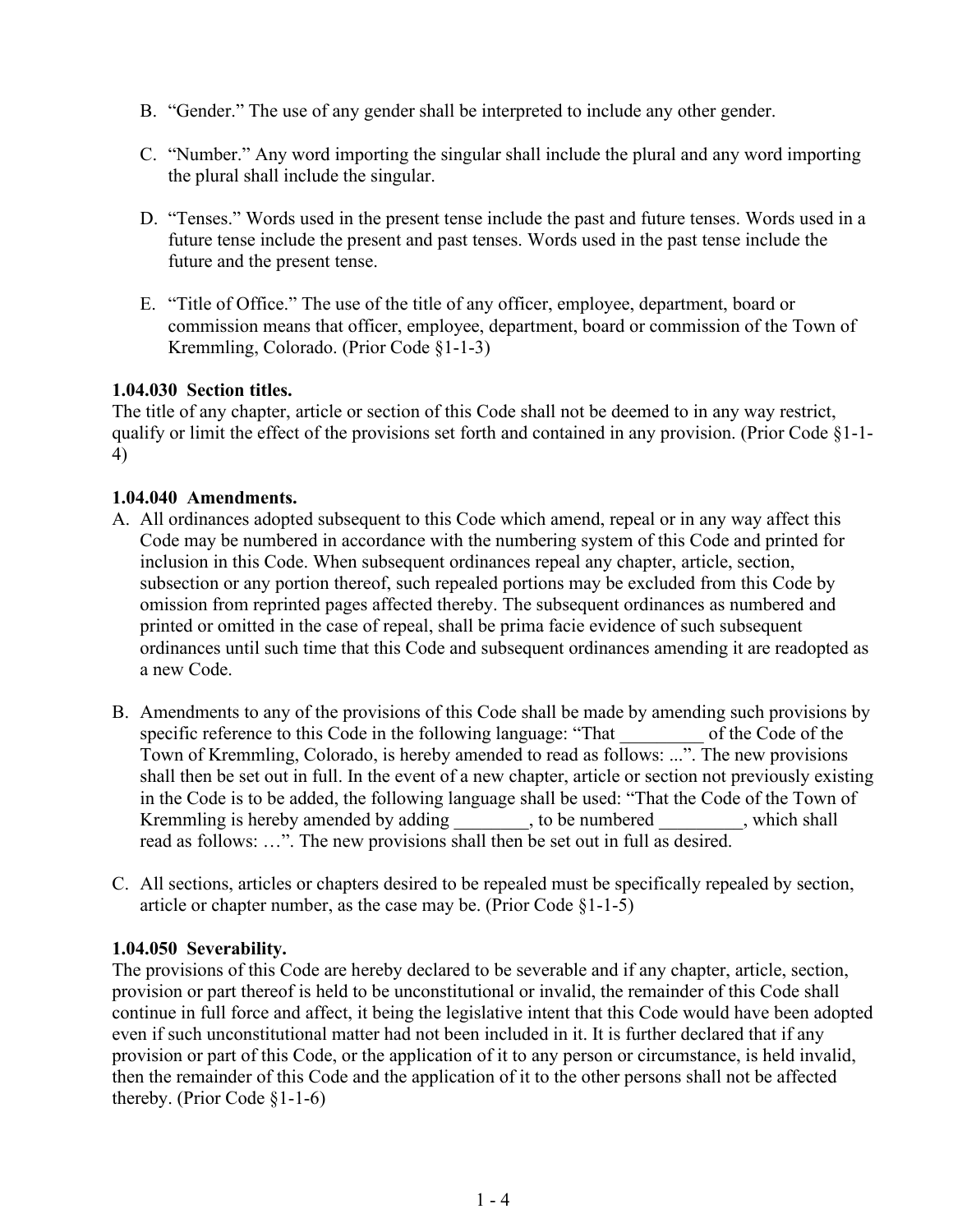B. "Gender." The use of any gender shall be interpreted to include any other gender.

C. "Number." Any word importing the singular shall include the plural and any word importing the plural shall include the singular.

D. "Tenses." Words used in the present tense include the past and future tenses. Words used in a future tense include the present and past tenses. Words used in the past tense include the future and the present tense.

E. "Title of Office." The use of the title of any officer, employee, department, board or commission means that officer, employee, department, board or commission of the Town of Kremmling, Colorado. (Prior Code §1-1-3)

**1.04.030 Section titles.**
The title of any chapter, article or section of this Code shall not be deemed to in any way restrict, qualify or limit the effect of the provisions set forth and contained in any provision. (Prior Code §1-1-4)

**1.04.040 Amendments.**

A. All ordinances adopted subsequent to this Code which amend, repeal or in any way affect this Code may be numbered in accordance with the numbering system of this Code and printed for inclusion in this Code. When subsequent ordinances repeal any chapter, article, section, subsection or any portion thereof, such repealed portions may be excluded from this Code by omission from reprinted pages affected thereby. The subsequent ordinances as numbered and printed or omitted in the case of repeal, shall be prima facie evidence of such subsequent ordinances until such time that this Code and subsequent ordinances amending it are readopted as a new Code.

B. Amendments to any of the provisions of this Code shall be made by amending such provisions by specific reference to this Code in the following language: "That _________ of the Code of the Town of Kremmling, Colorado, is hereby amended to read as follows: ...". The new provisions shall then be set out in full. In the event of a new chapter, article or section not previously existing in the Code is to be added, the following language shall be used: "That the Code of the Town of Kremmling is hereby amended by adding ________, to be numbered _________, which shall read as follows: …". The new provisions shall then be set out in full as desired.

C. All sections, articles or chapters desired to be repealed must be specifically repealed by section, article or chapter number, as the case may be. (Prior Code §1-1-5)

**1.04.050 Severability.**
The provisions of this Code are hereby declared to be severable and if any chapter, article, section, provision or part thereof is held to be unconstitutional or invalid, the remainder of this Code shall continue in full force and affect, it being the legislative intent that this Code would have been adopted even if such unconstitutional matter had not been included in it. It is further declared that if any provision or part of this Code, or the application of it to any person or circumstance, is held invalid, then the remainder of this Code and the application of it to the other persons shall not be affected thereby. (Prior Code §1-1-6)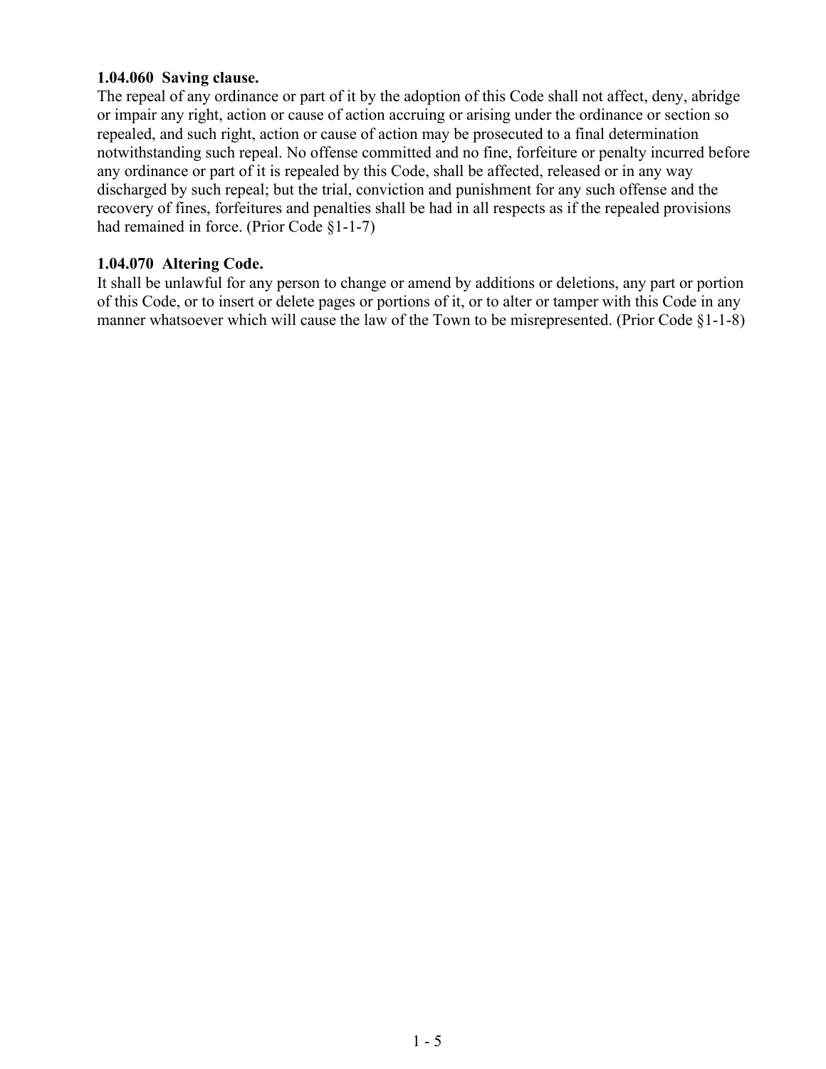**1.04.060 Saving clause.**
The repeal of any ordinance or part of it by the adoption of this Code shall not affect, deny, abridge or impair any right, action or cause of action accruing or arising under the ordinance or section so repealed, and such right, action or cause of action may be prosecuted to a final determination notwithstanding such repeal. No offense committed and no fine, forfeiture or penalty incurred before any ordinance or part of it is repealed by this Code, shall be affected, released or in any way discharged by such repeal; but the trial, conviction and punishment for any such offense and the recovery of fines, forfeitures and penalties shall be had in all respects as if the repealed provisions had remained in force. (Prior Code §1-1-7)

**1.04.070 Altering Code.**
It shall be unlawful for any person to change or amend by additions or deletions, any part or portion of this Code, or to insert or delete pages or portions of it, or to alter or tamper with this Code in any manner whatsoever which will cause the law of the Town to be misrepresented. (Prior Code §1-1-8)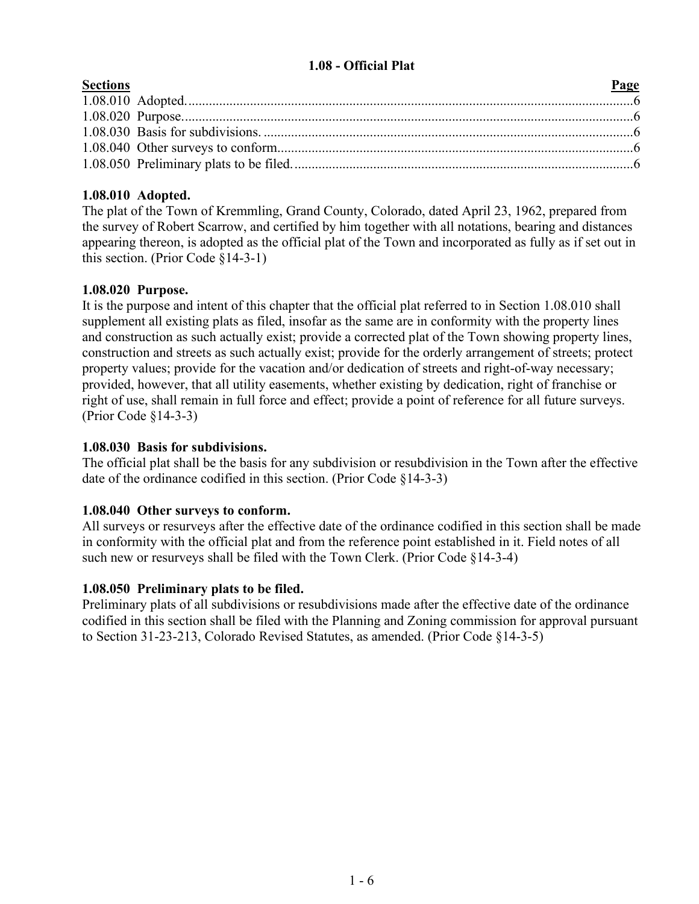# 1.08 - Official Plat

| Sections | Page |
|---|---|
| 1.08.010 Adopted. | 6 |
| 1.08.020 Purpose. | 6 |
| 1.08.030 Basis for subdivisions. | 6 |
| 1.08.040 Other surveys to conform. | 6 |
| 1.08.050 Preliminary plats to be filed. | 6 |

### 1.08.010 Adopted.

The plat of the Town of Kremmling, Grand County, Colorado, dated April 23, 1962, prepared from the survey of Robert Scarrow, and certified by him together with all notations, bearing and distances appearing thereon, is adopted as the official plat of the Town and incorporated as fully as if set out in this section. (Prior Code §14-3-1)

### 1.08.020 Purpose.

It is the purpose and intent of this chapter that the official plat referred to in Section 1.08.010 shall supplement all existing plats as filed, insofar as the same are in conformity with the property lines and construction as such actually exist; provide a corrected plat of the Town showing property lines, construction and streets as such actually exist; provide for the orderly arrangement of streets; protect property values; provide for the vacation and/or dedication of streets and right-of-way necessary; provided, however, that all utility easements, whether existing by dedication, right of franchise or right of use, shall remain in full force and effect; provide a point of reference for all future surveys. (Prior Code §14-3-3)

### 1.08.030 Basis for subdivisions.

The official plat shall be the basis for any subdivision or resubdivision in the Town after the effective date of the ordinance codified in this section. (Prior Code §14-3-3)

### 1.08.040 Other surveys to conform.

All surveys or resurveys after the effective date of the ordinance codified in this section shall be made in conformity with the official plat and from the reference point established in it. Field notes of all such new or resurveys shall be filed with the Town Clerk. (Prior Code §14-3-4)

### 1.08.050 Preliminary plats to be filed.

Preliminary plats of all subdivisions or resubdivisions made after the effective date of the ordinance codified in this section shall be filed with the Planning and Zoning commission for approval pursuant to Section 31-23-213, Colorado Revised Statutes, as amended. (Prior Code §14-3-5)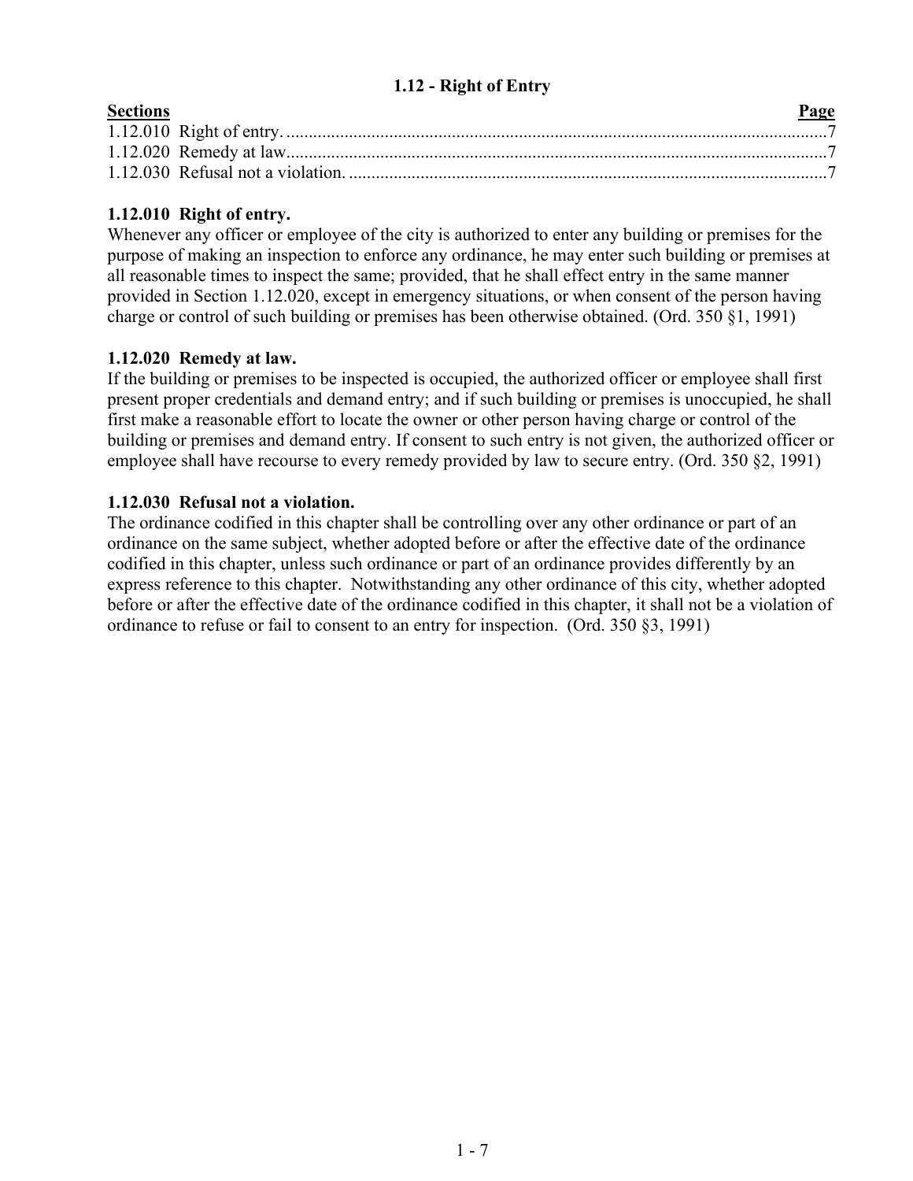# 1.12 - Right of Entry

| Sections | Page |
| --- | --- |
| 1.12.010 Right of entry. | 7 |
| 1.12.020 Remedy at law. | 7 |
| 1.12.030 Refusal not a violation. | 7 |

### 1.12.010 Right of entry.

Whenever any officer or employee of the city is authorized to enter any building or premises for the purpose of making an inspection to enforce any ordinance, he may enter such building or premises at all reasonable times to inspect the same; provided, that he shall effect entry in the same manner provided in Section 1.12.020, except in emergency situations, or when consent of the person having charge or control of such building or premises has been otherwise obtained. (Ord. 350 §1, 1991)

### 1.12.020 Remedy at law.

If the building or premises to be inspected is occupied, the authorized officer or employee shall first present proper credentials and demand entry; and if such building or premises is unoccupied, he shall first make a reasonable effort to locate the owner or other person having charge or control of the building or premises and demand entry. If consent to such entry is not given, the authorized officer or employee shall have recourse to every remedy provided by law to secure entry. (Ord. 350 §2, 1991)

### 1.12.030 Refusal not a violation.

The ordinance codified in this chapter shall be controlling over any other ordinance or part of an ordinance on the same subject, whether adopted before or after the effective date of the ordinance codified in this chapter, unless such ordinance or part of an ordinance provides differently by an express reference to this chapter. Notwithstanding any other ordinance of this city, whether adopted before or after the effective date of the ordinance codified in this chapter, it shall not be a violation of ordinance to refuse or fail to consent to an entry for inspection. (Ord. 350 §3, 1991)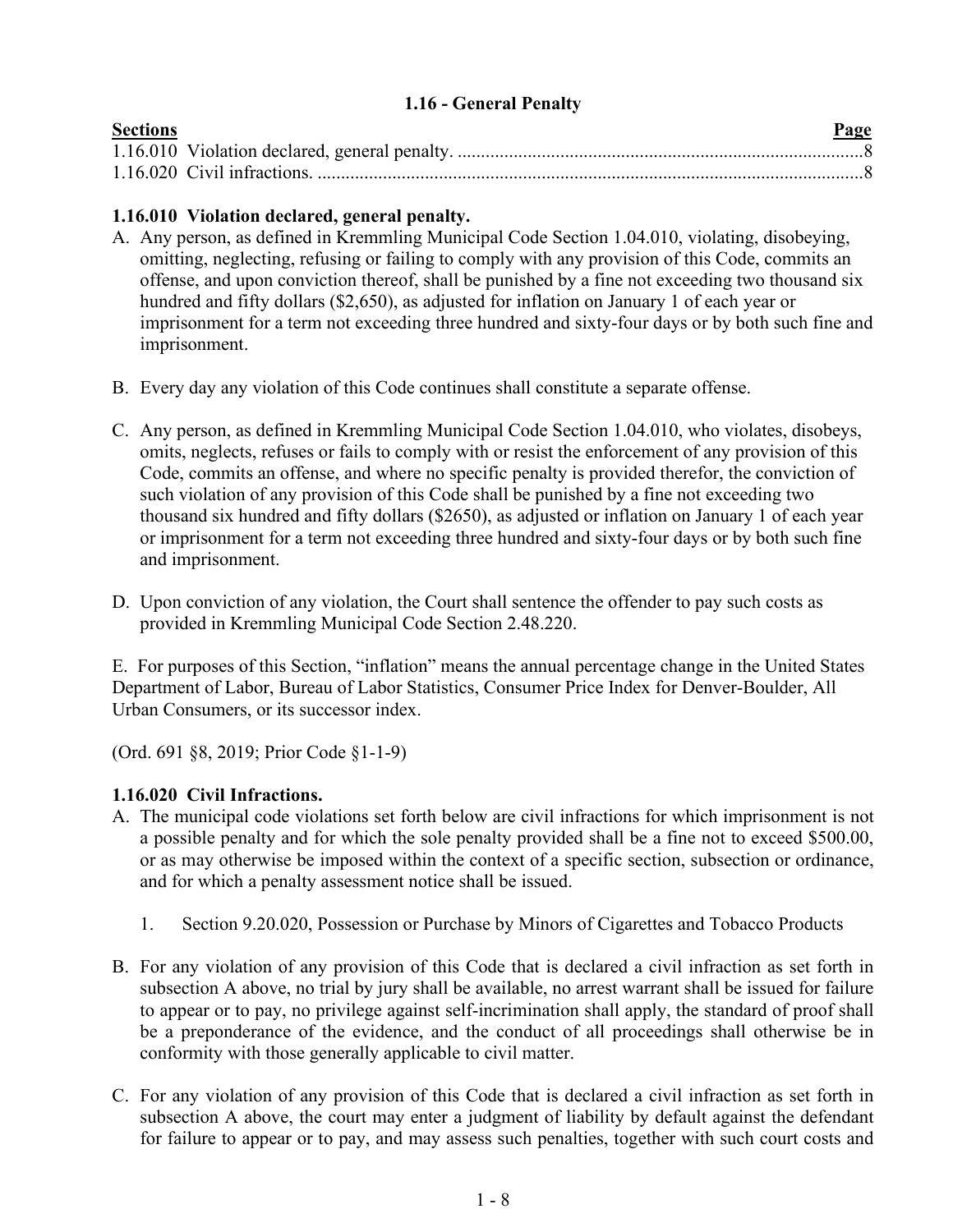## 1.16 - General Penalty

| Sections | Page |
|---|---|
| 1.16.010 Violation declared, general penalty. | 8 |
| 1.16.020 Civil infractions. | 8 |

### 1.16.010 Violation declared, general penalty.

A. Any person, as defined in Kremmling Municipal Code Section 1.04.010, violating, disobeying, omitting, neglecting, refusing or failing to comply with any provision of this Code, commits an offense, and upon conviction thereof, shall be punished by a fine not exceeding two thousand six hundred and fifty dollars ($2,650), as adjusted for inflation on January 1 of each year or imprisonment for a term not exceeding three hundred and sixty-four days or by both such fine and imprisonment.

B. Every day any violation of this Code continues shall constitute a separate offense.

C. Any person, as defined in Kremmling Municipal Code Section 1.04.010, who violates, disobeys, omits, neglects, refuses or fails to comply with or resist the enforcement of any provision of this Code, commits an offense, and where no specific penalty is provided therefor, the conviction of such violation of any provision of this Code shall be punished by a fine not exceeding two thousand six hundred and fifty dollars ($2650), as adjusted or inflation on January 1 of each year or imprisonment for a term not exceeding three hundred and sixty-four days or by both such fine and imprisonment.

D. Upon conviction of any violation, the Court shall sentence the offender to pay such costs as provided in Kremmling Municipal Code Section 2.48.220.

E. For purposes of this Section, "inflation" means the annual percentage change in the United States Department of Labor, Bureau of Labor Statistics, Consumer Price Index for Denver-Boulder, All Urban Consumers, or its successor index.

(Ord. 691 §8, 2019; Prior Code §1-1-9)

### 1.16.020 Civil Infractions.

A. The municipal code violations set forth below are civil infractions for which imprisonment is not a possible penalty and for which the sole penalty provided shall be a fine not to exceed $500.00, or as may otherwise be imposed within the context of a specific section, subsection or ordinance, and for which a penalty assessment notice shall be issued.

   1. Section 9.20.020, Possession or Purchase by Minors of Cigarettes and Tobacco Products

B. For any violation of any provision of this Code that is declared a civil infraction as set forth in subsection A above, no trial by jury shall be available, no arrest warrant shall be issued for failure to appear or to pay, no privilege against self-incrimination shall apply, the standard of proof shall be a preponderance of the evidence, and the conduct of all proceedings shall otherwise be in conformity with those generally applicable to civil matter.

C. For any violation of any provision of this Code that is declared a civil infraction as set forth in subsection A above, the court may enter a judgment of liability by default against the defendant for failure to appear or to pay, and may assess such penalties, together with such court costs and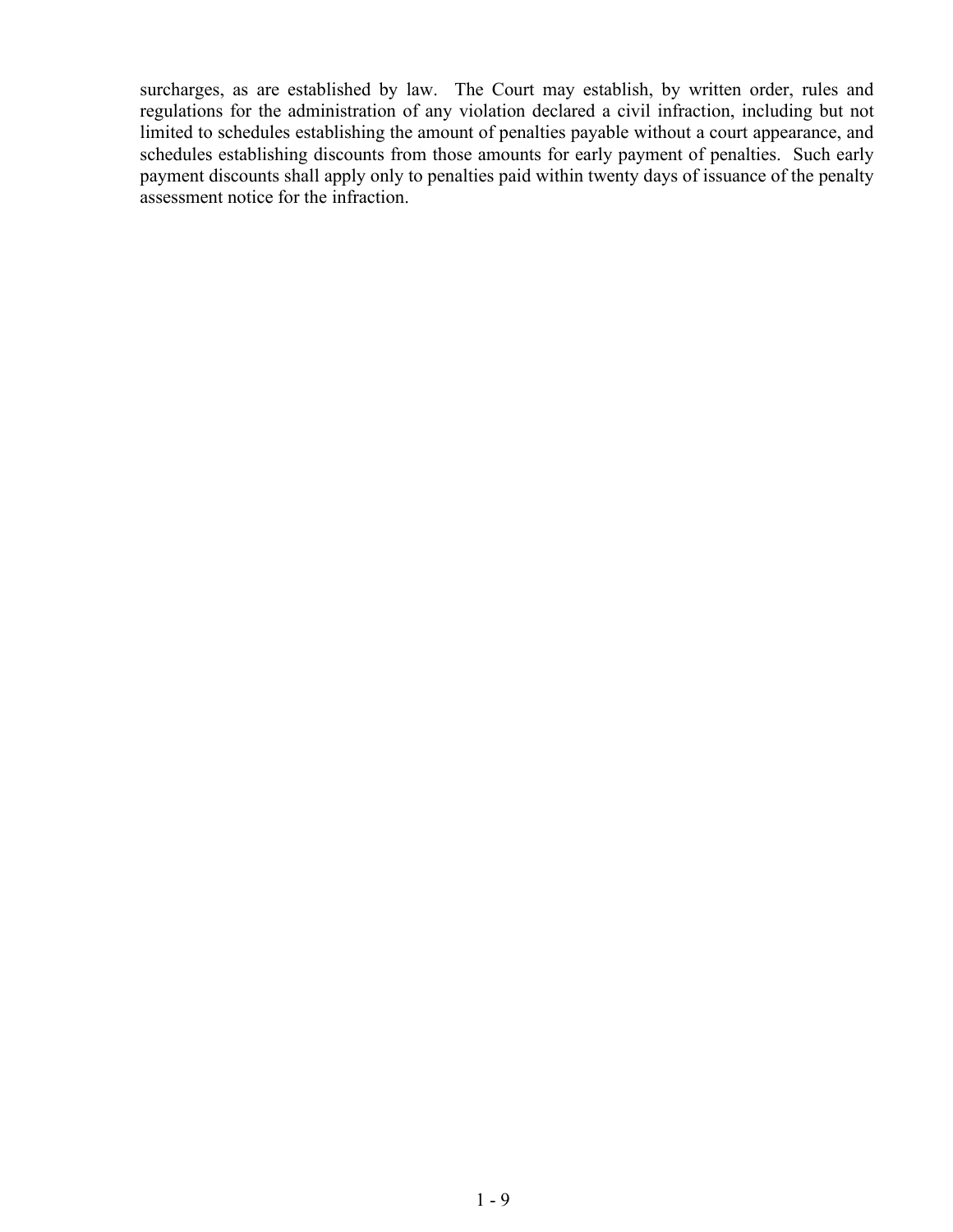surcharges, as are established by law. The Court may establish, by written order, rules and regulations for the administration of any violation declared a civil infraction, including but not limited to schedules establishing the amount of penalties payable without a court appearance, and schedules establishing discounts from those amounts for early payment of penalties. Such early payment discounts shall apply only to penalties paid within twenty days of issuance of the penalty assessment notice for the infraction.